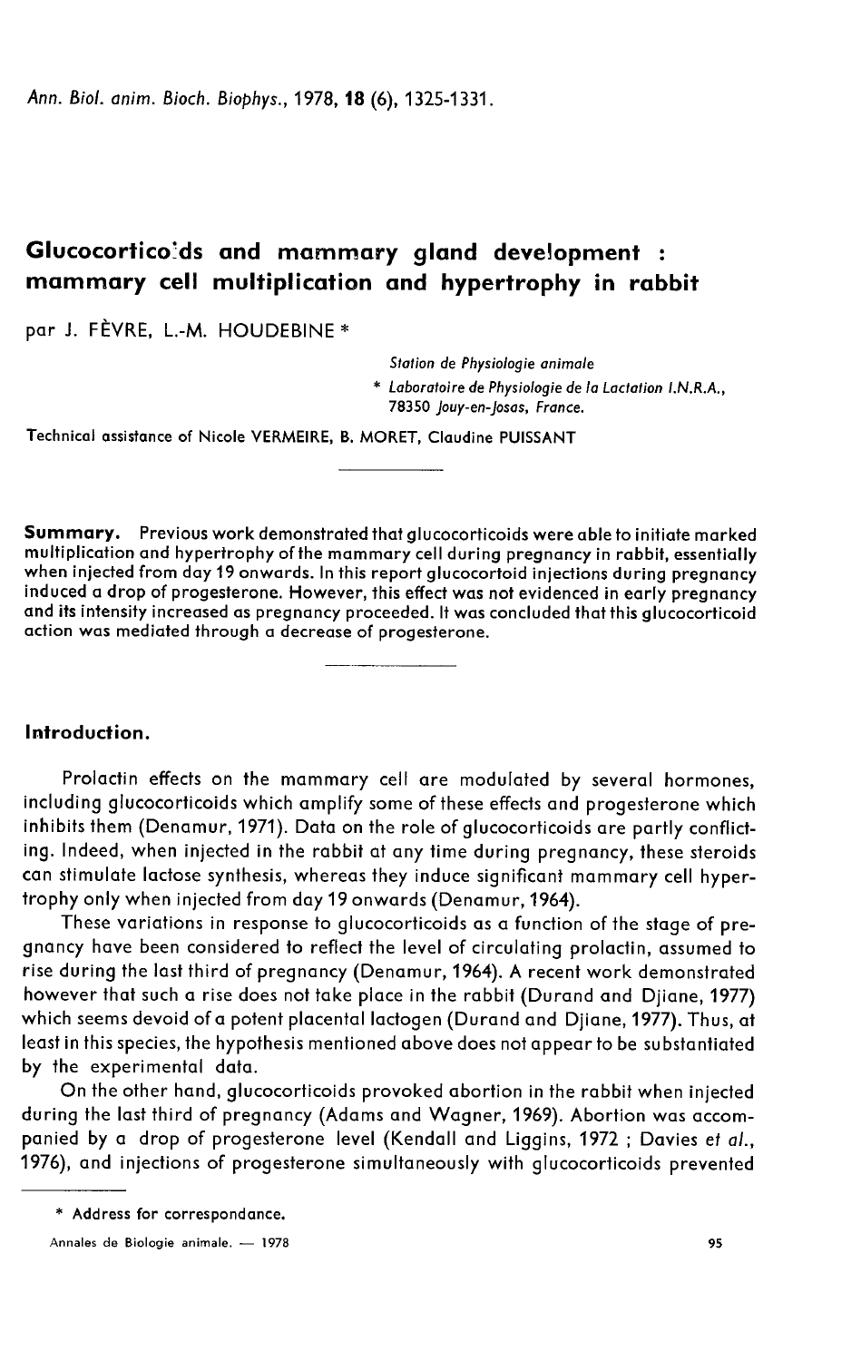# Glucocorticoids and mammary gland development : mammary cell multiplication and hypertrophy in rabbit

par J. FÈVRE, L.-M. HOUDEBINE *

*Station de Physiologie animale*

\* *Laboratoire de Physiologie de la Lactation I.N.R.A., 78350 Jouy-en-Josas, France.*

Technical assistance of Nicole VERMEIRE, B. MORET, Claudine PUISSANT

---

**Summary.** Previous work demonstrated that glucocorticoids were able to initiate marked multiplication and hypertrophy of the mammary cell during pregnancy in rabbit, essentially when injected from day 19 onwards. In this report glucocortoid injections during pregnancy induced a drop of progesterone. However, this effect was not evidenced in early pregnancy and its intensity increased as pregnancy proceeded. It was concluded that this glucocorticoid action was mediated through a decrease of progesterone.

---

## Introduction.

Prolactin effects on the mammary cell are modulated by several hormones, including glucocorticoids which amplify some of these effects and progesterone which inhibits them (Denamur, 1971). Data on the role of glucocorticoids are partly conflicting. Indeed, when injected in the rabbit at any time during pregnancy, these steroids can stimulate lactose synthesis, whereas they induce significant mammary cell hypertrophy only when injected from day 19 onwards (Denamur, 1964).

These variations in response to glucocorticoids as a function of the stage of pregnancy have been considered to reflect the level of circulating prolactin, assumed to rise during the last third of pregnancy (Denamur, 1964). A recent work demonstrated however that such a rise does not take place in the rabbit (Durand and Djiane, 1977) which seems devoid of a potent placental lactogen (Durand and Djiane, 1977). Thus, at least in this species, the hypothesis mentioned above does not appear to be substantiated by the experimental data.

On the other hand, glucocorticoids provoked abortion in the rabbit when injected during the last third of pregnancy (Adams and Wagner, 1969). Abortion was accompanied by a drop of progesterone level (Kendall and Liggins, 1972 ; Davies *et al.*, 1976), and injections of progesterone simultaneously with glucocorticoids prevented

---

\* Address for correspondance.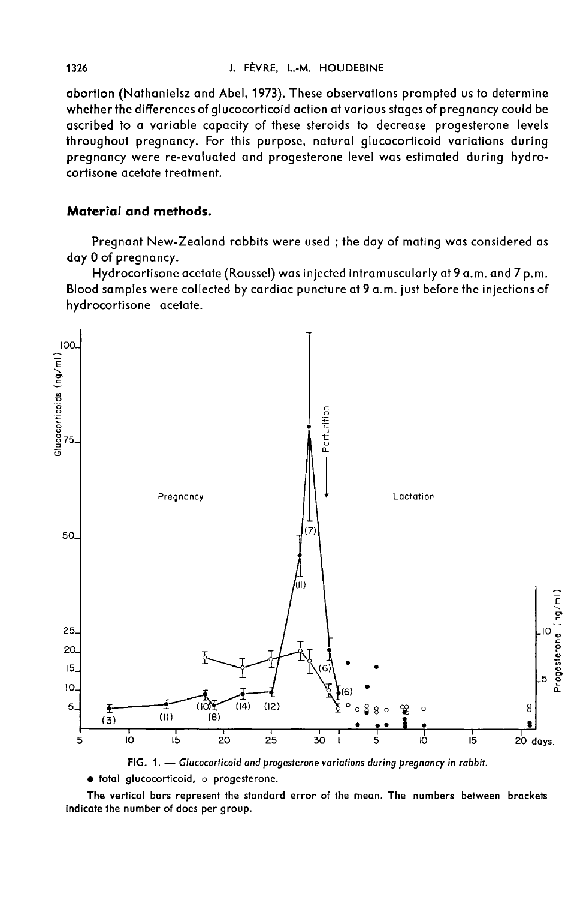abortion (Nathanielsz and Abel, 1973). These observations prompted us to determine whether the differences of glucocorticoid action at various stages of pregnancy could be ascribed to a variable capacity of these steroids to decrease progesterone levels throughout pregnancy. For this purpose, natural glucocorticoid variations during pregnancy were re-evaluated and progesterone level was estimated during hydrocortisone acetate treatment.

## Material and methods.

Pregnant New-Zealand rabbits were used ; the day of mating was considered as day 0 of pregnancy.

Hydrocortisone acetate (Roussel) was injected intramuscularly at 9 a.m. and 7 p.m. Blood samples were collected by cardiac puncture at 9 a.m. just before the injections of hydrocortisone acetate.

FIG. 1. — *Glucocorticoid and progesterone variations during pregnancy in rabbit.*

● total glucocorticoid, ○ progesterone.

The vertical bars represent the standard error of the mean. The numbers between brackets indicate the number of does per group.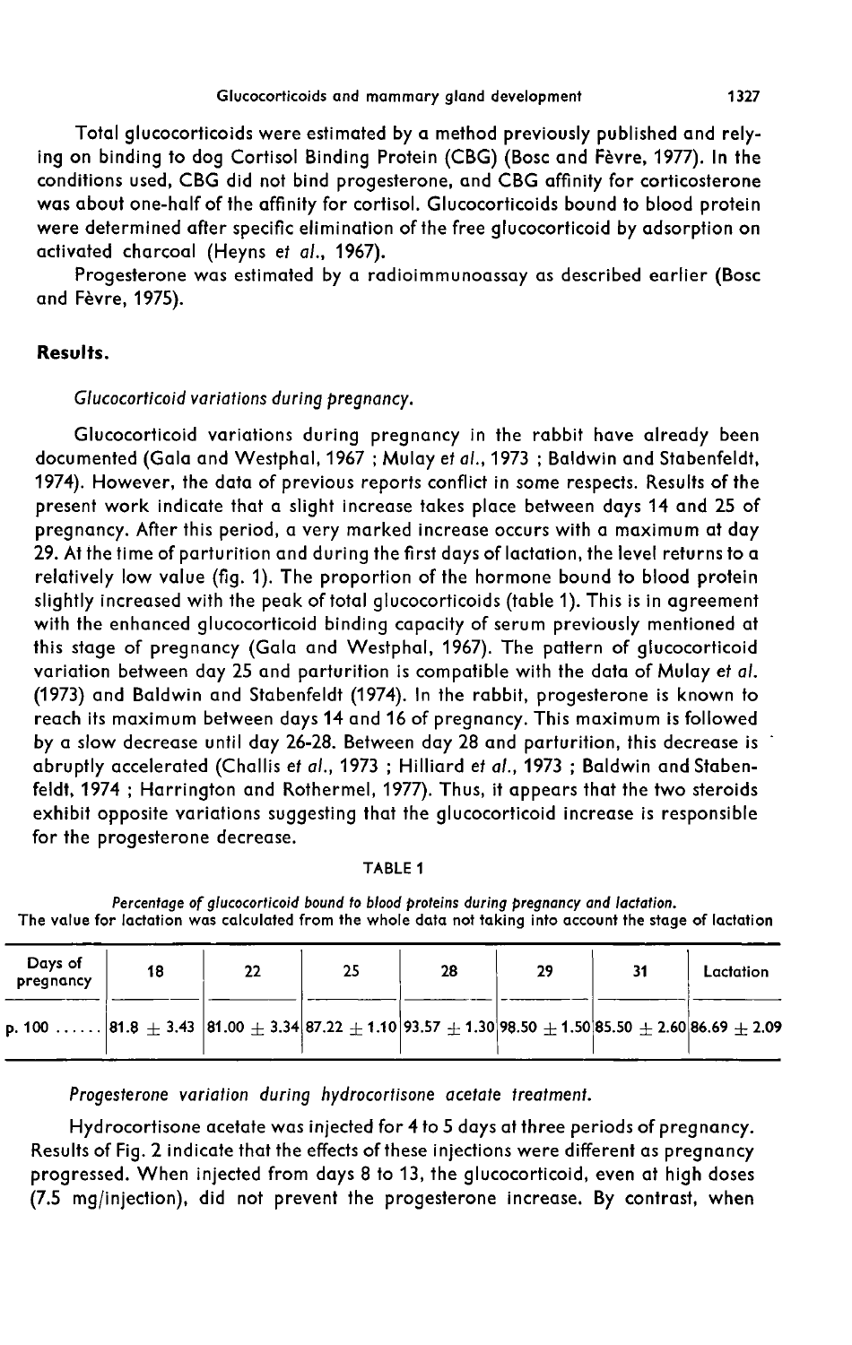Total glucocorticoids were estimated by a method previously published and relying on binding to dog Cortisol Binding Protein (CBG) (Bosc and Fèvre, 1977). In the conditions used, CBG did not bind progesterone, and CBG affinity for corticosterone was about one-half of the affinity for cortisol. Glucocorticoids bound to blood protein were determined after specific elimination of the free glucocorticoid by adsorption on activated charcoal (Heyns *et al.*, 1967).

Progesterone was estimated by a radioimmunoassay as described earlier (Bosc and Fèvre, 1975).

## Results.

*Glucocorticoid variations during pregnancy.*

Glucocorticoid variations during pregnancy in the rabbit have already been documented (Gala and Westphal, 1967 ; Mulay *et al.*, 1973 ; Baldwin and Stabenfeldt, 1974). However, the data of previous reports conflict in some respects. Results of the present work indicate that a slight increase takes place between days 14 and 25 of pregnancy. After this period, a very marked increase occurs with a maximum at day 29. At the time of parturition and during the first days of lactation, the level returns to a relatively low value (fig. 1). The proportion of the hormone bound to blood protein slightly increased with the peak of total glucocorticoids (table 1). This is in agreement with the enhanced glucocorticoid binding capacity of serum previously mentioned at this stage of pregnancy (Gala and Westphal, 1967). The pattern of glucocorticoid variation between day 25 and parturition is compatible with the data of Mulay *et al.* (1973) and Baldwin and Stabenfeldt (1974). In the rabbit, progesterone is known to reach its maximum between days 14 and 16 of pregnancy. This maximum is followed by a slow decrease until day 26-28. Between day 28 and parturition, this decrease is abruptly accelerated (Challis *et al.*, 1973 ; Hilliard *et al.*, 1973 ; Baldwin and Stabenfeldt, 1974 ; Harrington and Rothermel, 1977). Thus, it appears that the two steroids exhibit opposite variations suggesting that the glucocorticoid increase is responsible for the progesterone decrease.

TABLE 1

*Percentage of glucocorticoid bound to blood proteins during pregnancy and lactation.*
The value for lactation was calculated from the whole data not taking into account the stage of lactation

| Days of pregnancy | 18 | 22 | 25 | 28 | 29 | 31 | Lactation |
|---|---|---|---|---|---|---|---|
| p. 100 ...... | $81.8 \pm 3.43$ | $81.00 \pm 3.34$ | $87.22 \pm 1.10$ | $93.57 \pm 1.30$ | $98.50 \pm 1.50$ | $85.50 \pm 2.60$ | $86.69 \pm 2.09$ |

*Progesterone variation during hydrocortisone acetate treatment.*

Hydrocortisone acetate was injected for 4 to 5 days at three periods of pregnancy. Results of Fig. 2 indicate that the effects of these injections were different as pregnancy progressed. When injected from days 8 to 13, the glucocorticoid, even at high doses (7.5 mg/injection), did not prevent the progesterone increase. By contrast, when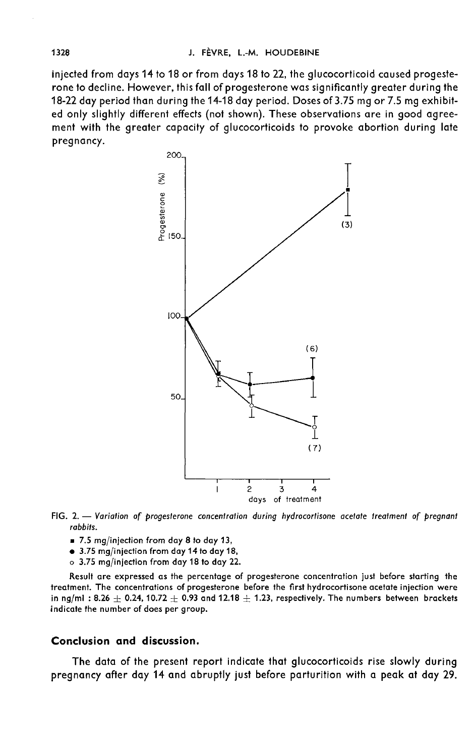injected from days 14 to 18 or from days 18 to 22, the glucocorticoid caused progesterone to decline. However, this fall of progesterone was significantly greater during the 18-22 day period than during the 14-18 day period. Doses of 3.75 mg or 7.5 mg exhibited only slightly different effects (not shown). These observations are in good agreement with the greater capacity of glucocorticoids to provoke abortion during late pregnancy.

FIG. 2. — *Variation of progesterone concentration during hydrocortisone acetate treatment of pregnant rabbits.*

- ■ 7.5 mg/injection from day 8 to day 13,
- ● 3.75 mg/injection from day 14 to day 18,
- ○ 3.75 mg/injection from day 18 to day 22.

Result are expressed as the percentage of progesterone concentration just before starting the treatment. The concentrations of progesterone before the first hydrocortisone acetate injection were in ng/ml : 8.26 ± 0.24, 10.72 ± 0.93 and 12.18 ± 1.23, respectively. The numbers between brackets indicate the number of does per group.

## Conclusion and discussion.

The data of the present report indicate that glucocorticoids rise slowly during pregnancy after day 14 and abruptly just before parturition with a peak at day 29.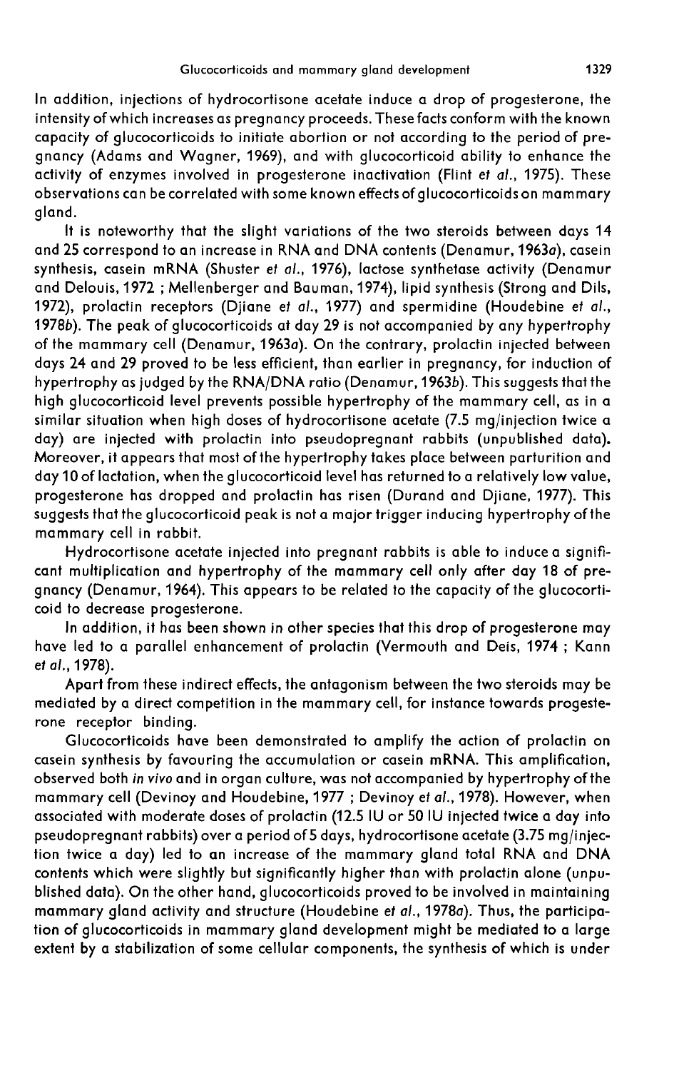In addition, injections of hydrocortisone acetate induce a drop of progesterone, the intensity of which increases as pregnancy proceeds. These facts conform with the known capacity of glucocorticoids to initiate abortion or not according to the period of pregnancy (Adams and Wagner, 1969), and with glucocorticoid ability to enhance the activity of enzymes involved in progesterone inactivation (Flint *et al.*, 1975). These observations can be correlated with some known effects of glucocorticoids on mammary gland.

It is noteworthy that the slight variations of the two steroids between days 14 and 25 correspond to an increase in RNA and DNA contents (Denamur, 1963*a*), casein synthesis, casein mRNA (Shuster *et al.*, 1976), lactose synthetase activity (Denamur and Delouis, 1972 ; Mellenberger and Bauman, 1974), lipid synthesis (Strong and Dils, 1972), prolactin receptors (Djiane *et al.*, 1977) and spermidine (Houdebine *et al.*, 1978*b*). The peak of glucocorticoids at day 29 is not accompanied by any hypertrophy of the mammary cell (Denamur, 1963*a*). On the contrary, prolactin injected between days 24 and 29 proved to be less efficient, than earlier in pregnancy, for induction of hypertrophy as judged by the RNA/DNA ratio (Denamur, 1963*b*). This suggests that the high glucocorticoid level prevents possible hypertrophy of the mammary cell, as in a similar situation when high doses of hydrocortisone acetate (7.5 mg/injection twice a day) are injected with prolactin into pseudopregnant rabbits (unpublished data). Moreover, it appears that most of the hypertrophy takes place between parturition and day 10 of lactation, when the glucocorticoid level has returned to a relatively low value, progesterone has dropped and prolactin has risen (Durand and Djiane, 1977). This suggests that the glucocorticoid peak is not a major trigger inducing hypertrophy of the mammary cell in rabbit.

Hydrocortisone acetate injected into pregnant rabbits is able to induce a significant multiplication and hypertrophy of the mammary cell only after day 18 of pregnancy (Denamur, 1964). This appears to be related to the capacity of the glucocorticoid to decrease progesterone.

In addition, it has been shown in other species that this drop of progesterone may have led to a parallel enhancement of prolactin (Vermouth and Deis, 1974 ; Kann *et al.*, 1978).

Apart from these indirect effects, the antagonism between the two steroids may be mediated by a direct competition in the mammary cell, for instance towards progesterone receptor binding.

Glucocorticoids have been demonstrated to amplify the action of prolactin on casein synthesis by favouring the accumulation or casein mRNA. This amplification, observed both *in vivo* and in organ culture, was not accompanied by hypertrophy of the mammary cell (Devinoy and Houdebine, 1977 ; Devinoy *et al.*, 1978). However, when associated with moderate doses of prolactin (12.5 IU or 50 IU injected twice a day into pseudopregnant rabbits) over a period of 5 days, hydrocortisone acetate (3.75 mg/injection twice a day) led to an increase of the mammary gland total RNA and DNA contents which were slightly but significantly higher than with prolactin alone (unpublished data). On the other hand, glucocorticoids proved to be involved in maintaining mammary gland activity and structure (Houdebine *et al.*, 1978*a*). Thus, the participation of glucocorticoids in mammary gland development might be mediated to a large extent by a stabilization of some cellular components, the synthesis of which is under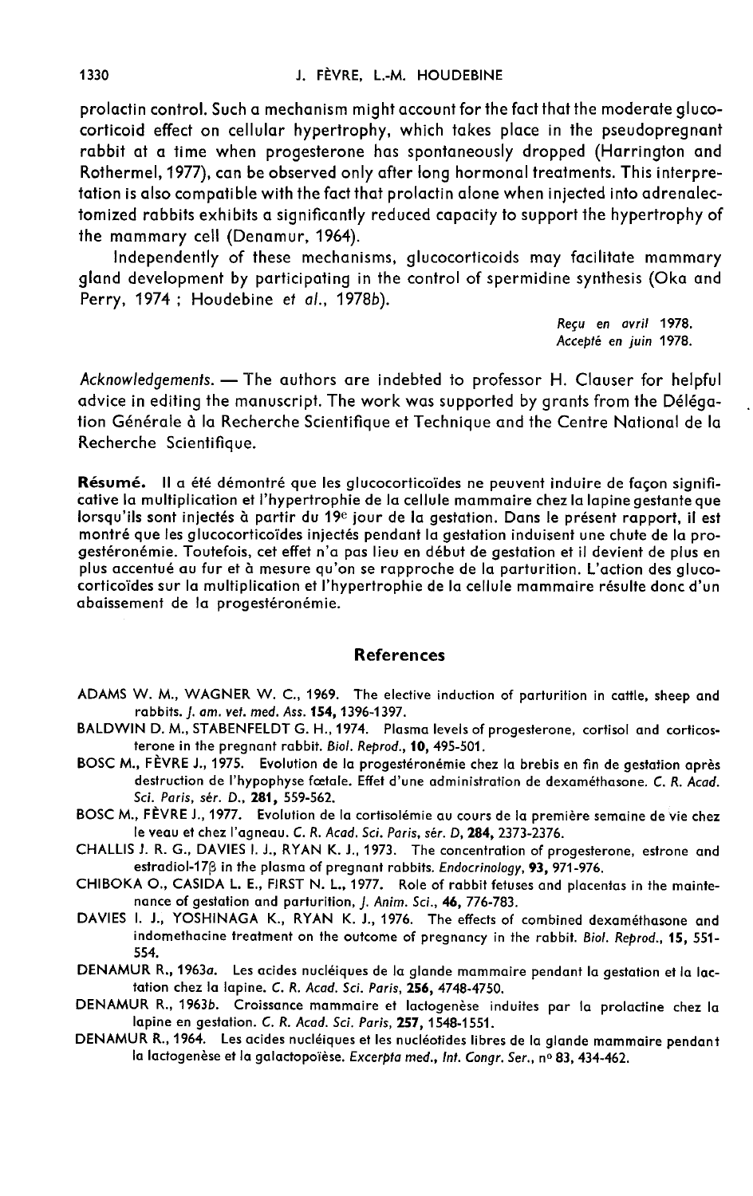prolactin control. Such a mechanism might account for the fact that the moderate glucocorticoid effect on cellular hypertrophy, which takes place in the pseudopregnant rabbit at a time when progesterone has spontaneously dropped (Harrington and Rothermel, 1977), can be observed only after long hormonal treatments. This interpretation is also compatible with the fact that prolactin alone when injected into adrenalectomized rabbits exhibits a significantly reduced capacity to support the hypertrophy of the mammary cell (Denamur, 1964).

Independently of these mechanisms, glucocorticoids may facilitate mammary gland development by participating in the control of spermidine synthesis (Oka and Perry, 1974 ; Houdebine *et al.*, 1978*b*).

*Reçu en avril 1978.*
*Accepté en juin 1978.*

*Acknowledgements.* — The authors are indebted to professor H. Clauser for helpful advice in editing the manuscript. The work was supported by grants from the Délégation Générale à la Recherche Scientifique et Technique and the Centre National de la Recherche Scientifique.

**Résumé.** Il a été démontré que les glucocorticoïdes ne peuvent induire de façon significative la multiplication et l'hypertrophie de la cellule mammaire chez la lapine gestante que lorsqu'ils sont injectés à partir du 19e jour de la gestation. Dans le présent rapport, il est montré que les glucocorticoïdes injectés pendant la gestation induisent une chute de la progestéronémie. Toutefois, cet effet n'a pas lieu en début de gestation et il devient de plus en plus accentué au fur et à mesure qu'on se rapproche de la parturition. L'action des glucocorticoïdes sur la multiplication et l'hypertrophie de la cellule mammaire résulte donc d'un abaissement de la progestéronémie.

## References

ADAMS W. M., WAGNER W. C., 1969. The elective induction of parturition in cattle, sheep and rabbits. *J. am. vet. med. Ass.* **154**, 1396-1397.

BALDWIN D. M., STABENFELDT G. H., 1974. Plasma levels of progesterone, cortisol and corticosterone in the pregnant rabbit. *Biol. Reprod.*, **10**, 495-501.

BOSC M., FÈVRE J., 1975. Evolution de la progestéronémie chez la brebis en fin de gestation après destruction de l'hypophyse fœtale. Effet d'une administration de dexaméthasone. *C. R. Acad. Sci. Paris, sér. D.*, **281**, 559-562.

BOSC M., FÈVRE J., 1977. Evolution de la cortisolémie au cours de la première semaine de vie chez le veau et chez l'agneau. *C. R. Acad. Sci. Paris, sér. D*, **284**, 2373-2376.

CHALLIS J. R. G., DAVIES I. J., RYAN K. J., 1973. The concentration of progesterone, estrone and estradiol-17β in the plasma of pregnant rabbits. *Endocrinology*, **93**, 971-976.

CHIBOKA O., CASIDA L. E., FIRST N. L., 1977. Role of rabbit fetuses and placentas in the maintenance of gestation and parturition, *J. Anim. Sci.*, **46**, 776-783.

DAVIES I. J., YOSHINAGA K., RYAN K. J., 1976. The effects of combined dexaméthasone and indomethacine treatment on the outcome of pregnancy in the rabbit. *Biol. Reprod.*, **15**, 551-554.

DENAMUR R., 1963*a*. Les acides nucléiques de la glande mammaire pendant la gestation et la lactation chez la lapine. *C. R. Acad. Sci. Paris*, **256**, 4748-4750.

DENAMUR R., 1963*b*. Croissance mammaire et lactogenèse induites par la prolactine chez la lapine en gestation. *C. R. Acad. Sci. Paris*, **257**, 1548-1551.

DENAMUR R., 1964. Les acides nucléiques et les nucléotides libres de la glande mammaire pendant la lactogenèse et la galactopoïèse. *Excerpta med., Int. Congr. Ser.*, no **83**, 434-462.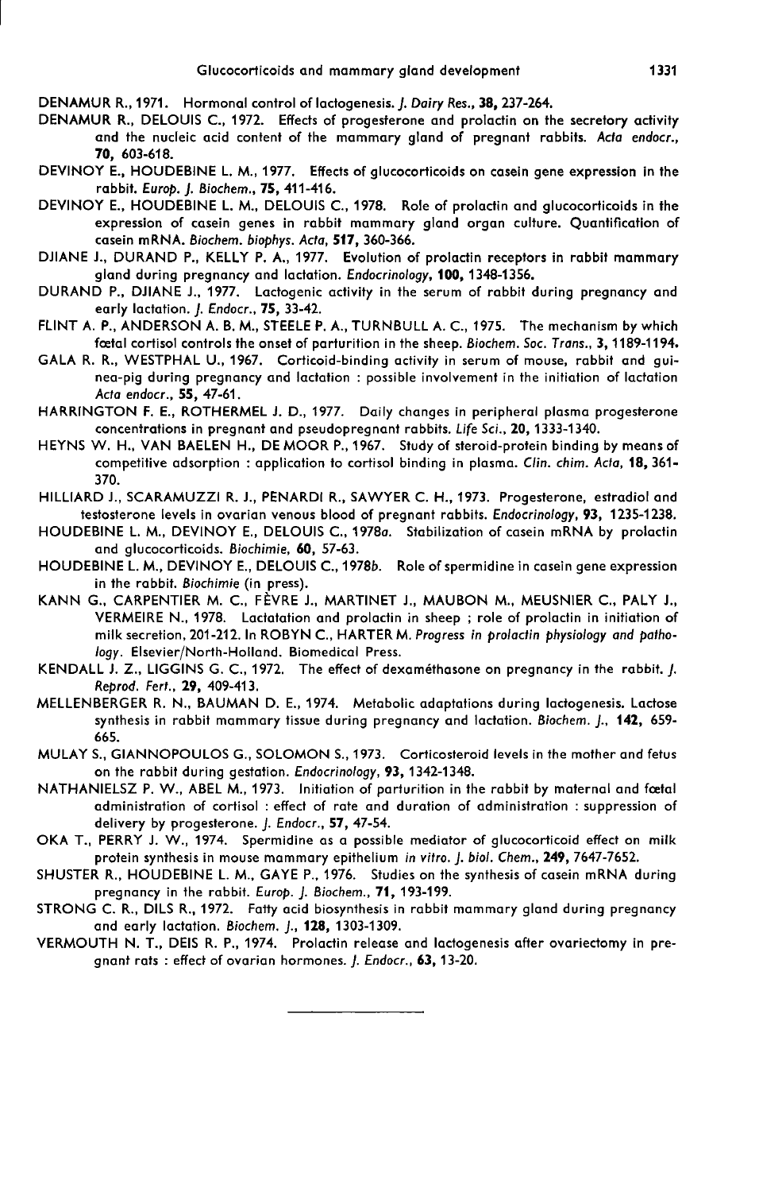DENAMUR R., 1971. Hormonal control of lactogenesis. *J. Dairy Res.*, **38**, 237-264.

DENAMUR R., DELOUIS C., 1972. Effects of progesterone and prolactin on the secretory activity and the nucleic acid content of the mammary gland of pregnant rabbits. *Acta endocr.*, **70**, 603-618.

DEVINOY E., HOUDEBINE L. M., 1977. Effects of glucocorticoids on casein gene expression in the rabbit. *Europ. J. Biochem.*, **75**, 411-416.

DEVINOY E., HOUDEBINE L. M., DELOUIS C., 1978. Role of prolactin and glucocorticoids in the expression of casein genes in rabbit mammary gland organ culture. Quantification of casein mRNA. *Biochem. biophys. Acta*, **517**, 360-366.

DJIANE J., DURAND P., KELLY P. A., 1977. Evolution of prolactin receptors in rabbit mammary gland during pregnancy and lactation. *Endocrinology*, **100**, 1348-1356.

DURAND P., DJIANE J., 1977. Lactogenic activity in the serum of rabbit during pregnancy and early lactation. *J. Endocr.*, **75**, 33-42.

FLINT A. P., ANDERSON A. B. M., STEELE P. A., TURNBULL A. C., 1975. The mechanism by which fœtal cortisol controls the onset of parturition in the sheep. *Biochem. Soc. Trans.*, **3**, 1189-1194.

GALA R. R., WESTPHAL U., 1967. Corticoid-binding activity in serum of mouse, rabbit and guinea-pig during pregnancy and lactation : possible involvement in the initiation of lactation *Acta endocr.*, **55**, 47-61.

HARRINGTON F. E., ROTHERMEL J. D., 1977. Daily changes in peripheral plasma progesterone concentrations in pregnant and pseudopregnant rabbits. *Life Sci.*, **20**, 1333-1340.

HEYNS W. H., VAN BAELEN H., DE MOOR P., 1967. Study of steroid-protein binding by means of competitive adsorption : application to cortisol binding in plasma. *Clin. chim. Acta*, **18**, 361-370.

HILLIARD J., SCARAMUZZI R. J., PENARDI R., SAWYER C. H., 1973. Progesterone, estradiol and testosterone levels in ovarian venous blood of pregnant rabbits. *Endocrinology*, **93**, 1235-1238.

HOUDEBINE L. M., DEVINOY E., DELOUIS C., 1978*a*. Stabilization of casein mRNA by prolactin and glucocorticoids. *Biochimie*, **60**, 57-63.

HOUDEBINE L. M., DEVINOY E., DELOUIS C., 1978*b*. Role of spermidine in casein gene expression in the rabbit. *Biochimie* (in press).

KANN G., CARPENTIER M. C., FÈVRE J., MARTINET J., MAUBON M., MEUSNIER C., PALY J., VERMEIRE N., 1978. Lactatation and prolactin in sheep ; role of prolactin in initiation of milk secretion, 201-212. In ROBYN C., HARTER M. *Progress in prolactin physiology and pathology*. Elsevier/North-Holland. Biomedical Press.

KENDALL J. Z., LIGGINS G. C., 1972. The effect of dexaméthasone on pregnancy in the rabbit. *J. Reprod. Fert.*, **29**, 409-413.

MELLENBERGER R. N., BAUMAN D. E., 1974. Metabolic adaptations during lactogenesis. Lactose synthesis in rabbit mammary tissue during pregnancy and lactation. *Biochem. J.*, **142**, 659-665.

MULAY S., GIANNOPOULOS G., SOLOMON S., 1973. Corticosteroid levels in the mother and fetus on the rabbit during gestation. *Endocrinology*, **93**, 1342-1348.

NATHANIELSZ P. W., ABEL M., 1973. Initiation of parturition in the rabbit by maternal and fœtal administration of cortisol : effect of rate and duration of administration : suppression of delivery by progesterone. *J. Endocr.*, **57**, 47-54.

OKA T., PERRY J. W., 1974. Spermidine as a possible mediator of glucocorticoid effect on milk protein synthesis in mouse mammary epithelium *in vitro*. *J. biol. Chem.*, **249**, 7647-7652.

SHUSTER R., HOUDEBINE L. M., GAYE P., 1976. Studies on the synthesis of casein mRNA during pregnancy in the rabbit. *Europ. J. Biochem.*, **71**, 193-199.

STRONG C. R., DILS R., 1972. Fatty acid biosynthesis in rabbit mammary gland during pregnancy and early lactation. *Biochem. J.*, **128**, 1303-1309.

VERMOUTH N. T., DEIS R. P., 1974. Prolactin release and lactogenesis after ovariectomy in pregnant rats : effect of ovarian hormones. *J. Endocr.*, **63**, 13-20.